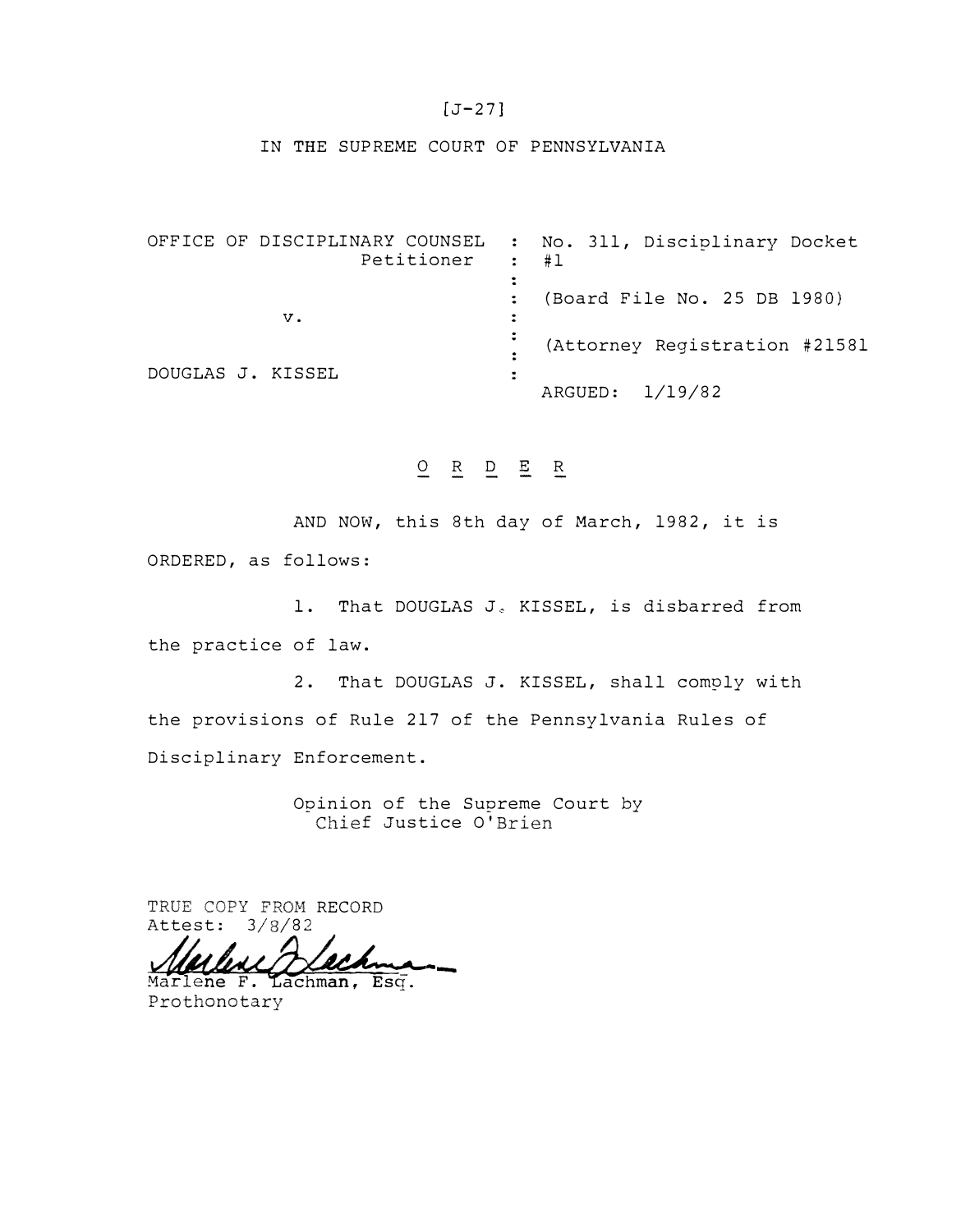[J-27]

IN THE SUPREME COURT OF PENNSYLVANIA

| | | |
|---|---|---|
| OFFICE OF DISCIPLINARY COUNSEL Petitioner | : | No. 311, Disciplinary Docket #1 |
| v. | : | (Board File No. 25 DB 1980) |
| | : | (Attorney Registration #21581 |
| DOUGLAS J. KISSEL | : | ARGUED: 1/19/82 |

## ORDER

AND NOW, this 8th day of March, 1982, it is ORDERED, as follows:

1. That DOUGLAS J. KISSEL, is disbarred from the practice of law.

2. That DOUGLAS J. KISSEL, shall comply with the provisions of Rule 217 of the Pennsylvania Rules of Disciplinary Enforcement.

Opinion of the Supreme Court by Chief Justice O'Brien

TRUE COPY FROM RECORD
Attest: 3/8/82

Marlene F. Lachman, Esq.
Prothonotary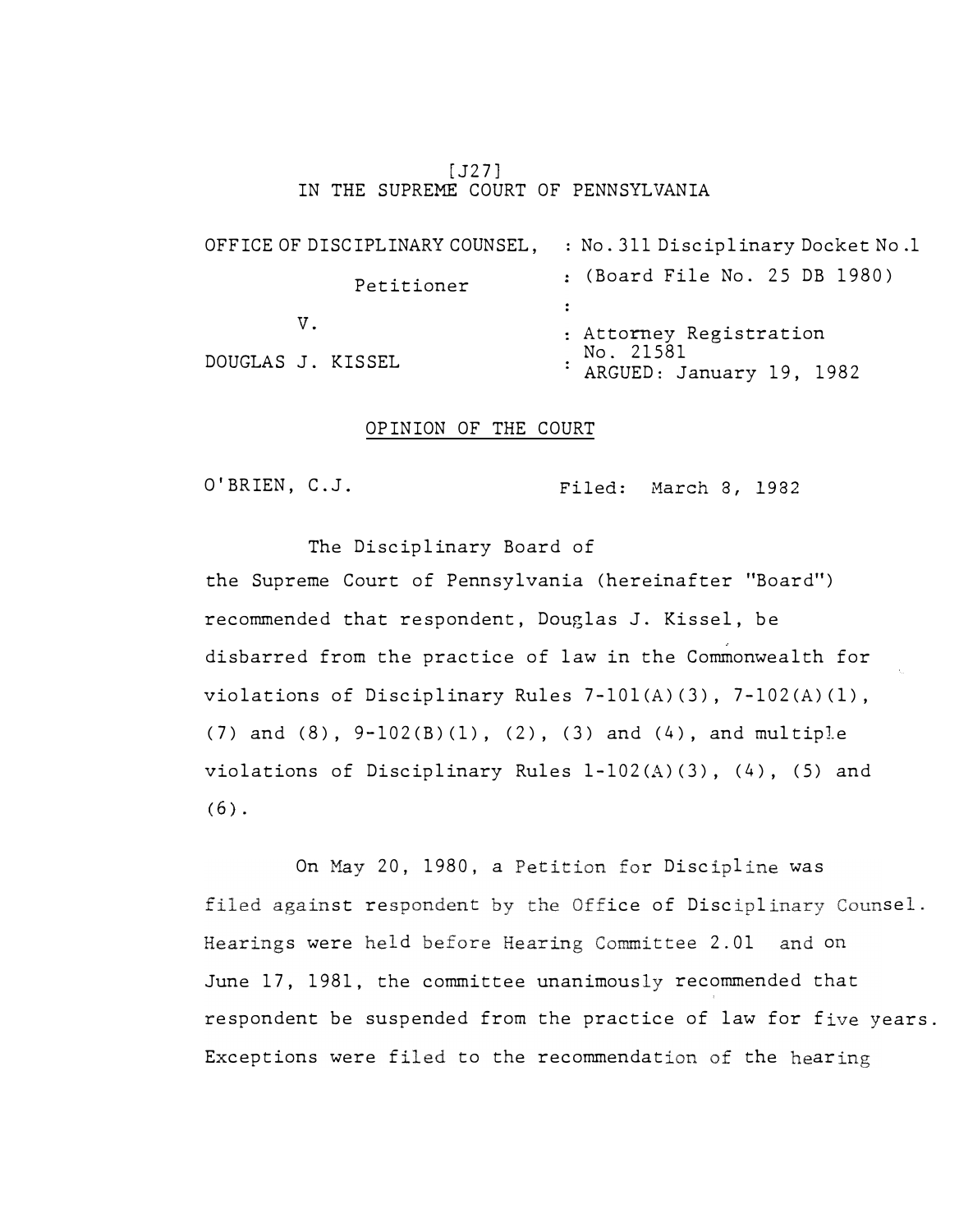[J27]

IN THE SUPREME COURT OF PENNSYLVANIA

| | |
|---|---|
| OFFICE OF DISCIPLINARY COUNSEL, | : No. 311 Disciplinary Docket No. 1 |
| Petitioner | : (Board File No. 25 DB 1980) |
| | : |
| V. | : Attorney Registration |
| DOUGLAS J. KISSEL | : No. 21581 |
| | ARGUED: January 19, 1982 |

OPINION OF THE COURT

O'BRIEN, C.J. Filed: March 8, 1982

The Disciplinary Board of the Supreme Court of Pennsylvania (hereinafter "Board") recommended that respondent, Douglas J. Kissel, be disbarred from the practice of law in the Commonwealth for violations of Disciplinary Rules 7-101(A)(3), 7-102(A)(1), (7) and (8), 9-102(B)(1), (2), (3) and (4), and multiple violations of Disciplinary Rules 1-102(A)(3), (4), (5) and (6).

On May 20, 1980, a Petition for Discipline was filed against respondent by the Office of Disciplinary Counsel. Hearings were held before Hearing Committee 2.01 and on June 17, 1981, the committee unanimously recommended that respondent be suspended from the practice of law for five years. Exceptions were filed to the recommendation of the hearing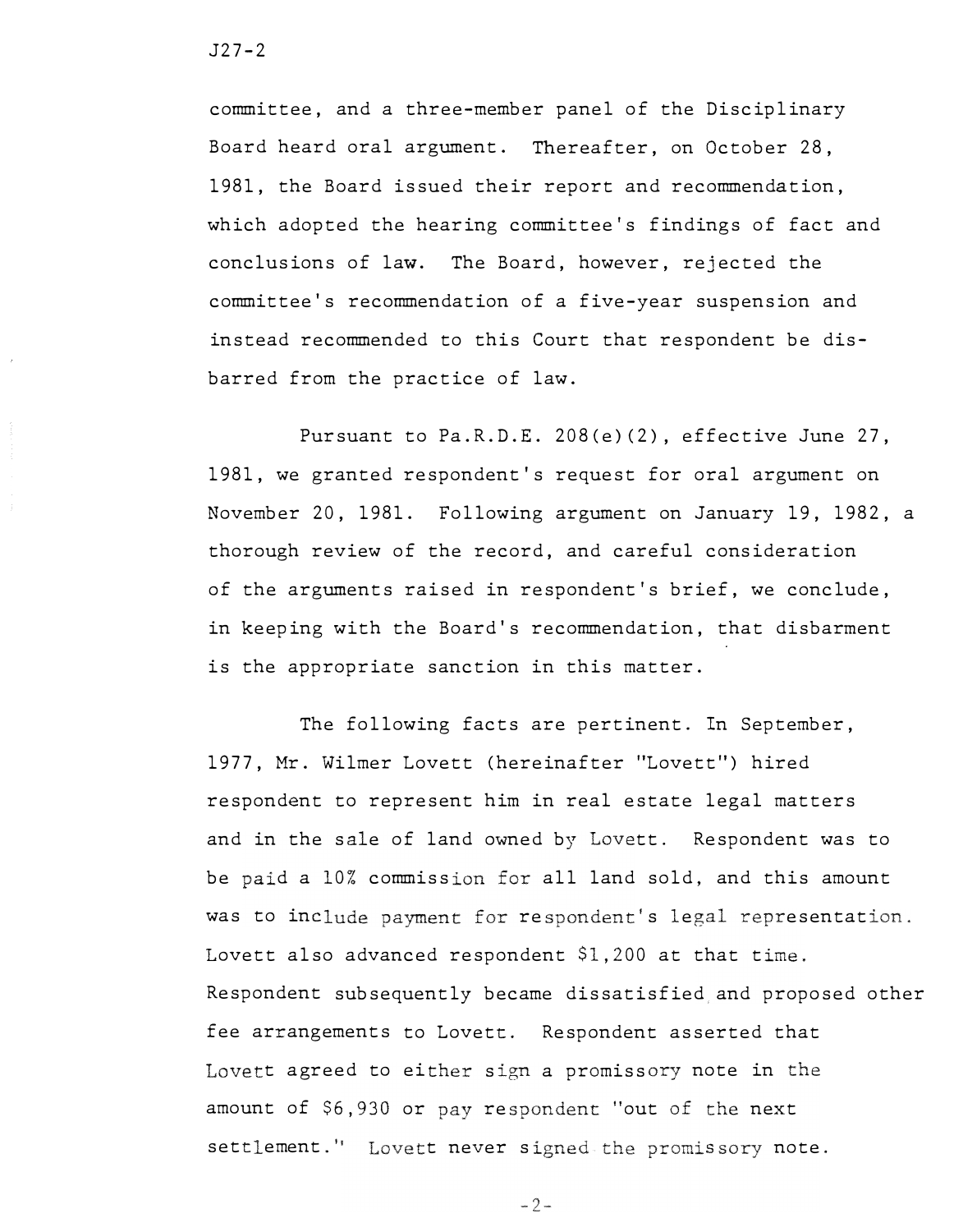committee, and a three-member panel of the Disciplinary Board heard oral argument. Thereafter, on October 28, 1981, the Board issued their report and recommendation, which adopted the hearing committee's findings of fact and conclusions of law. The Board, however, rejected the committee's recommendation of a five-year suspension and instead recommended to this Court that respondent be disbarred from the practice of law.

Pursuant to Pa.R.D.E. 208(e)(2), effective June 27, 1981, we granted respondent's request for oral argument on November 20, 1981. Following argument on January 19, 1982, a thorough review of the record, and careful consideration of the arguments raised in respondent's brief, we conclude, in keeping with the Board's recommendation, that disbarment is the appropriate sanction in this matter.

The following facts are pertinent. In September, 1977, Mr. Wilmer Lovett (hereinafter "Lovett") hired respondent to represent him in real estate legal matters and in the sale of land owned by Lovett. Respondent was to be paid a 10% commission for all land sold, and this amount was to include payment for respondent's legal representation. Lovett also advanced respondent $1,200 at that time. Respondent subsequently became dissatisfied and proposed other fee arrangements to Lovett. Respondent asserted that Lovett agreed to either sign a promissory note in the amount of $6,930 or pay respondent "out of the next settlement." Lovett never signed the promissory note.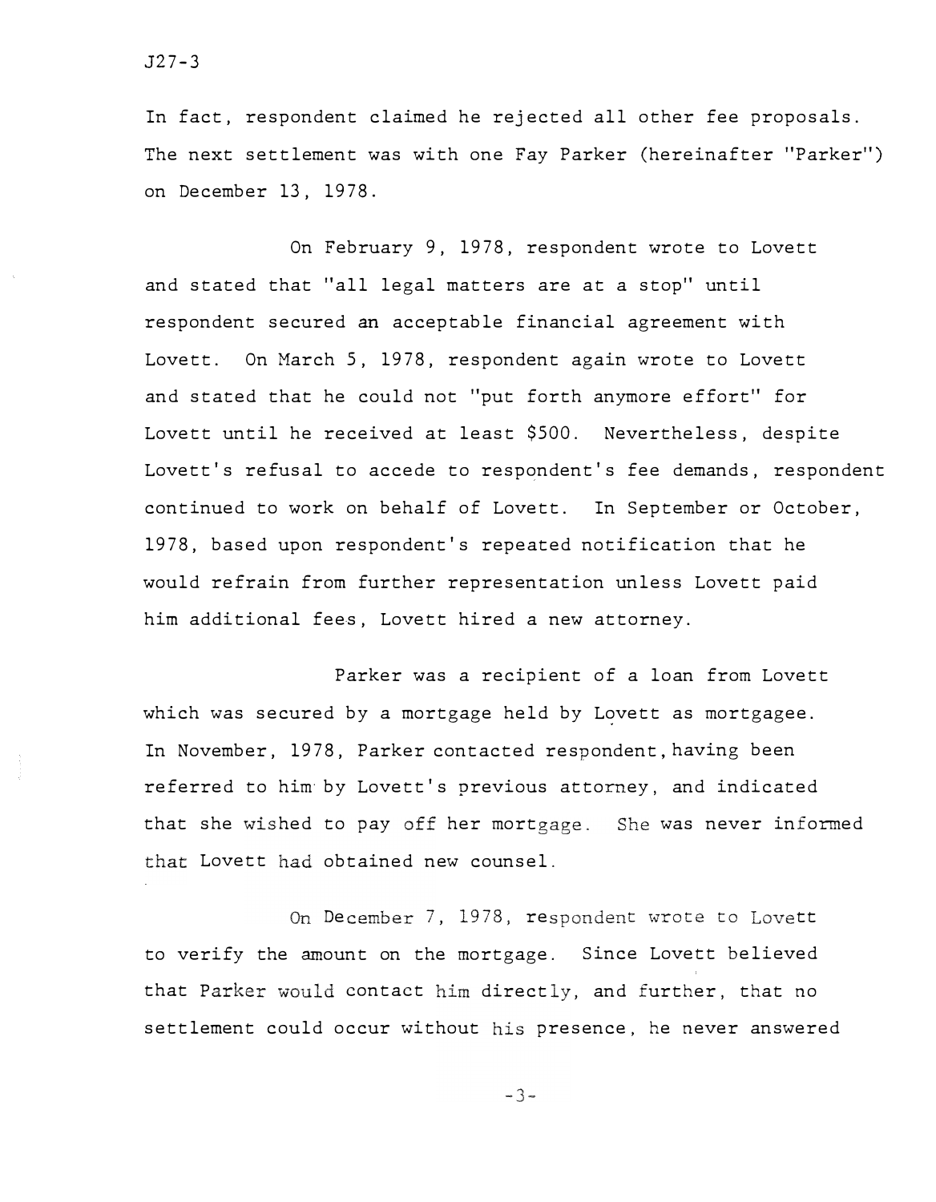In fact, respondent claimed he rejected all other fee proposals. The next settlement was with one Fay Parker (hereinafter "Parker") on December 13, 1978.

On February 9, 1978, respondent wrote to Lovett and stated that "all legal matters are at a stop" until respondent secured an acceptable financial agreement with Lovett. On March 5, 1978, respondent again wrote to Lovett and stated that he could not "put forth anymore effort" for Lovett until he received at least $500. Nevertheless, despite Lovett's refusal to accede to respondent's fee demands, respondent continued to work on behalf of Lovett. In September or October, 1978, based upon respondent's repeated notification that he would refrain from further representation unless Lovett paid him additional fees, Lovett hired a new attorney.

Parker was a recipient of a loan from Lovett which was secured by a mortgage held by Lovett as mortgagee. In November, 1978, Parker contacted respondent, having been referred to him by Lovett's previous attorney, and indicated that she wished to pay off her mortgage. She was never informed that Lovett had obtained new counsel.

On December 7, 1978, respondent wrote to Lovett to verify the amount on the mortgage. Since Lovett believed that Parker would contact him directly, and further, that no settlement could occur without his presence, he never answered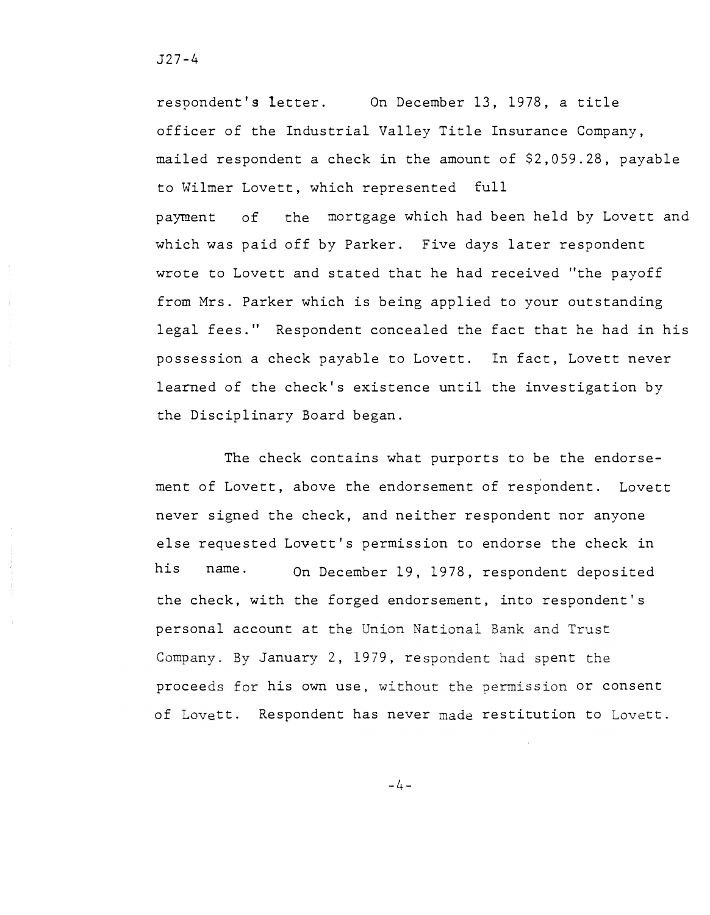respondent's letter. On December 13, 1978, a title officer of the Industrial Valley Title Insurance Company, mailed respondent a check in the amount of $2,059.28, payable to Wilmer Lovett, which represented full payment of the mortgage which had been held by Lovett and which was paid off by Parker. Five days later respondent wrote to Lovett and stated that he had received "the payoff from Mrs. Parker which is being applied to your outstanding legal fees." Respondent concealed the fact that he had in his possession a check payable to Lovett. In fact, Lovett never learned of the check's existence until the investigation by the Disciplinary Board began.

The check contains what purports to be the endorsement of Lovett, above the endorsement of respondent. Lovett never signed the check, and neither respondent nor anyone else requested Lovett's permission to endorse the check in his name. On December 19, 1978, respondent deposited the check, with the forged endorsement, into respondent's personal account at the Union National Bank and Trust Company. By January 2, 1979, respondent had spent the proceeds for his own use, without the permission or consent of Lovett. Respondent has never made restitution to Lovett.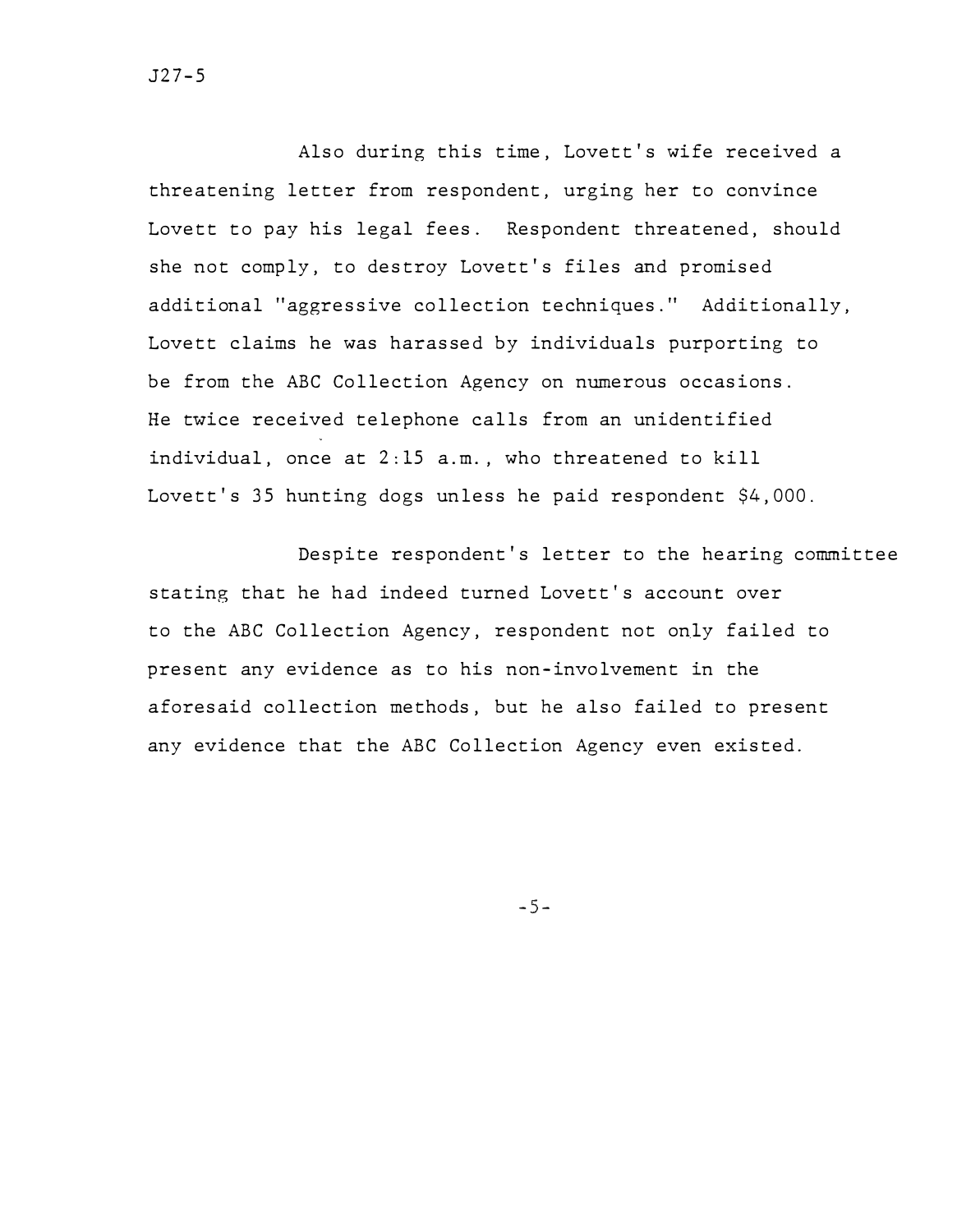Also during this time, Lovett's wife received a threatening letter from respondent, urging her to convince Lovett to pay his legal fees. Respondent threatened, should she not comply, to destroy Lovett's files and promised additional "aggressive collection techniques." Additionally, Lovett claims he was harassed by individuals purporting to be from the ABC Collection Agency on numerous occasions. He twice received telephone calls from an unidentified individual, once at 2:15 a.m., who threatened to kill Lovett's 35 hunting dogs unless he paid respondent $4,000.

Despite respondent's letter to the hearing committee stating that he had indeed turned Lovett's account over to the ABC Collection Agency, respondent not only failed to present any evidence as to his non-involvement in the aforesaid collection methods, but he also failed to present any evidence that the ABC Collection Agency even existed.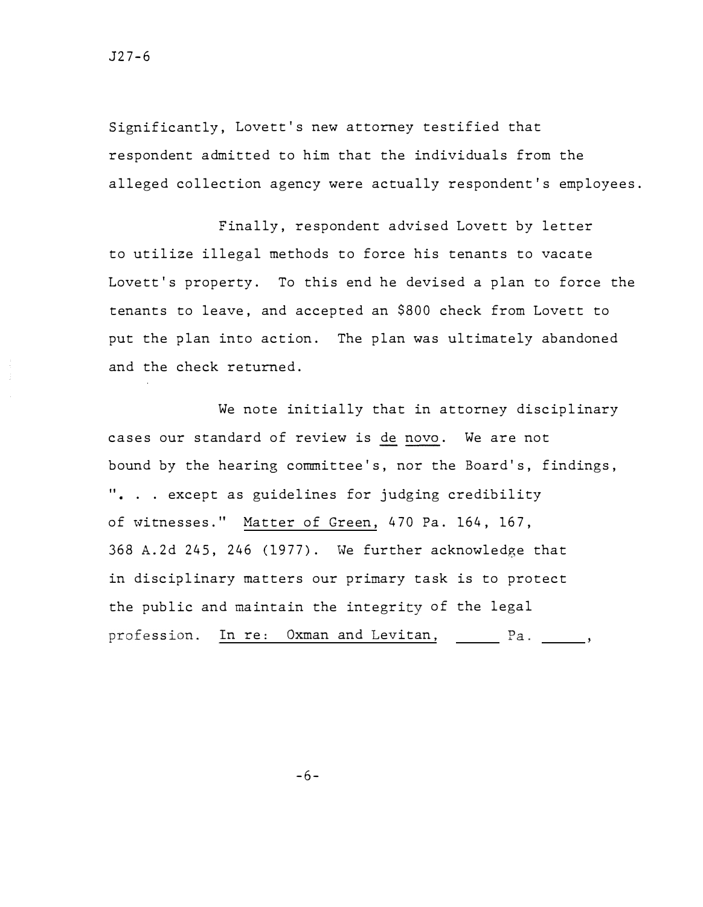Significantly, Lovett's new attorney testified that respondent admitted to him that the individuals from the alleged collection agency were actually respondent's employees.

Finally, respondent advised Lovett by letter to utilize illegal methods to force his tenants to vacate Lovett's property. To this end he devised a plan to force the tenants to leave, and accepted an $800 check from Lovett to put the plan into action. The plan was ultimately abandoned and the check returned.

We note initially that in attorney disciplinary cases our standard of review is _de novo_. We are not bound by the hearing committee's, nor the Board's, findings, ". . . except as guidelines for judging credibility of witnesses." _Matter of Green_, 470 Pa. 164, 167, 368 A.2d 245, 246 (1977). We further acknowledge that in disciplinary matters our primary task is to protect the public and maintain the integrity of the legal profession. _In re: Oxman and Levitan_, _____ Pa. _____,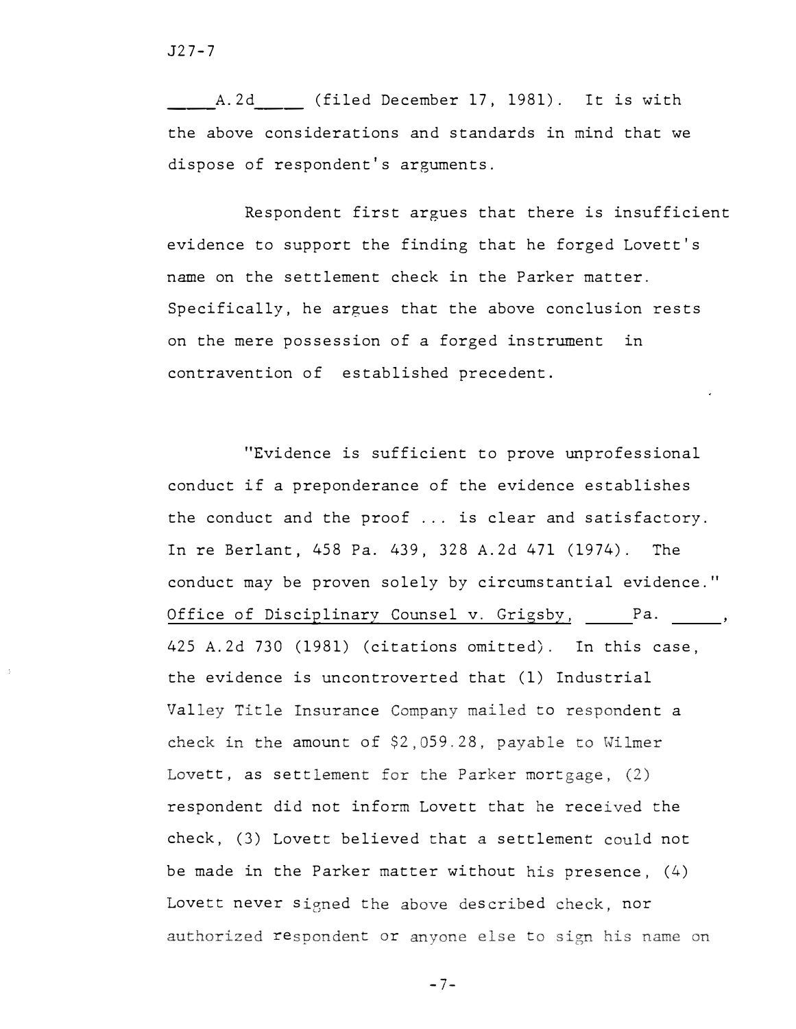\_\_\_\_A.2d\_\_\_\_ (filed December 17, 1981). It is with the above considerations and standards in mind that we dispose of respondent's arguments.

Respondent first argues that there is insufficient evidence to support the finding that he forged Lovett's name on the settlement check in the Parker matter. Specifically, he argues that the above conclusion rests on the mere possession of a forged instrument in contravention of established precedent.

"Evidence is sufficient to prove unprofessional conduct if a preponderance of the evidence establishes the conduct and the proof ... is clear and satisfactory. In re Berlant, 458 Pa. 439, 328 A.2d 471 (1974). The conduct may be proven solely by circumstantial evidence." Office of Disciplinary Counsel v. Grigsby, \_\_\_\_ Pa. \_\_\_\_, 425 A.2d 730 (1981) (citations omitted). In this case, the evidence is uncontroverted that (1) Industrial Valley Title Insurance Company mailed to respondent a check in the amount of $2,059.28, payable to Wilmer Lovett, as settlement for the Parker mortgage, (2) respondent did not inform Lovett that he received the check, (3) Lovett believed that a settlement could not be made in the Parker matter without his presence, (4) Lovett never signed the above described check, nor authorized respondent or anyone else to sign his name on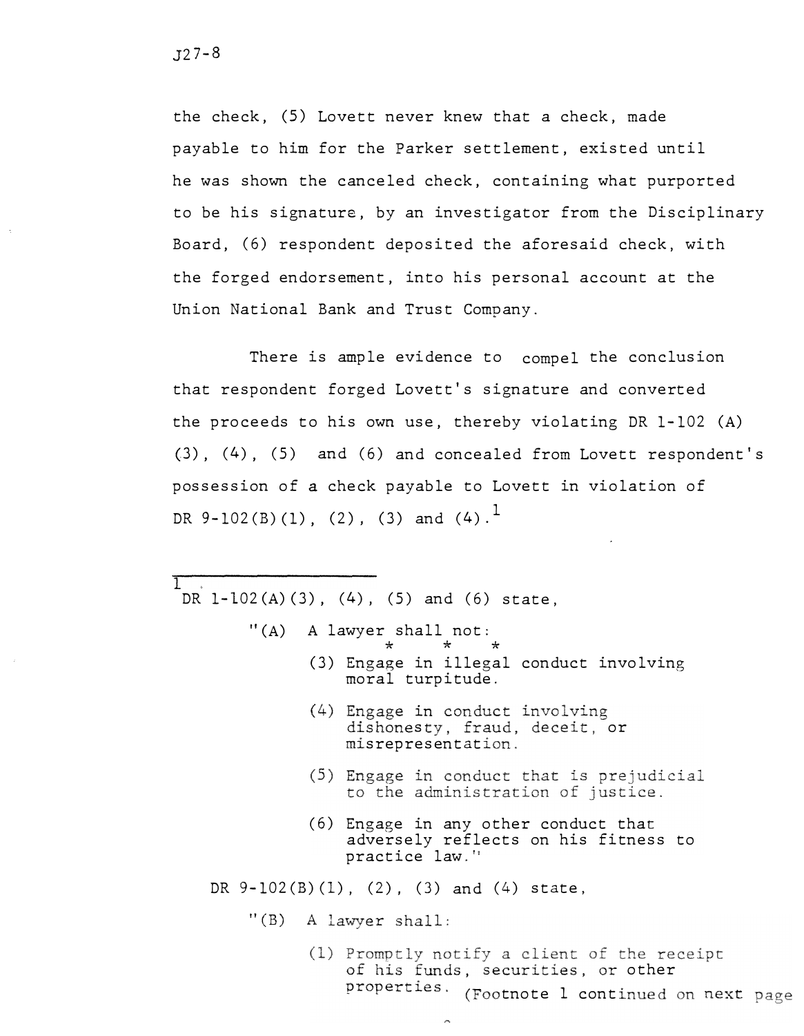the check, (5) Lovett never knew that a check, made payable to him for the Parker settlement, existed until he was shown the canceled check, containing what purported to be his signature, by an investigator from the Disciplinary Board, (6) respondent deposited the aforesaid check, with the forged endorsement, into his personal account at the Union National Bank and Trust Company.

There is ample evidence to compel the conclusion that respondent forged Lovett's signature and converted the proceeds to his own use, thereby violating DR 1-102 (A) (3), (4), (5) and (6) and concealed from Lovett respondent's possession of a check payable to Lovett in violation of DR 9-102(B)(1), (2), (3) and (4).[1]

---

[1] DR 1-102(A)(3), (4), (5) and (6) state,

> "(A) A lawyer shall not:
>
> \* \* \*
>
> (3) Engage in illegal conduct involving moral turpitude.
>
> (4) Engage in conduct involving dishonesty, fraud, deceit, or misrepresentation.
>
> (5) Engage in conduct that is prejudicial to the administration of justice.
>
> (6) Engage in any other conduct that adversely reflects on his fitness to practice law."

DR 9-102(B)(1), (2), (3) and (4) state,

> "(B) A lawyer shall:
>
> (1) Promptly notify a client of the receipt of his funds, securities, or other properties. (Footnote 1 continued on next page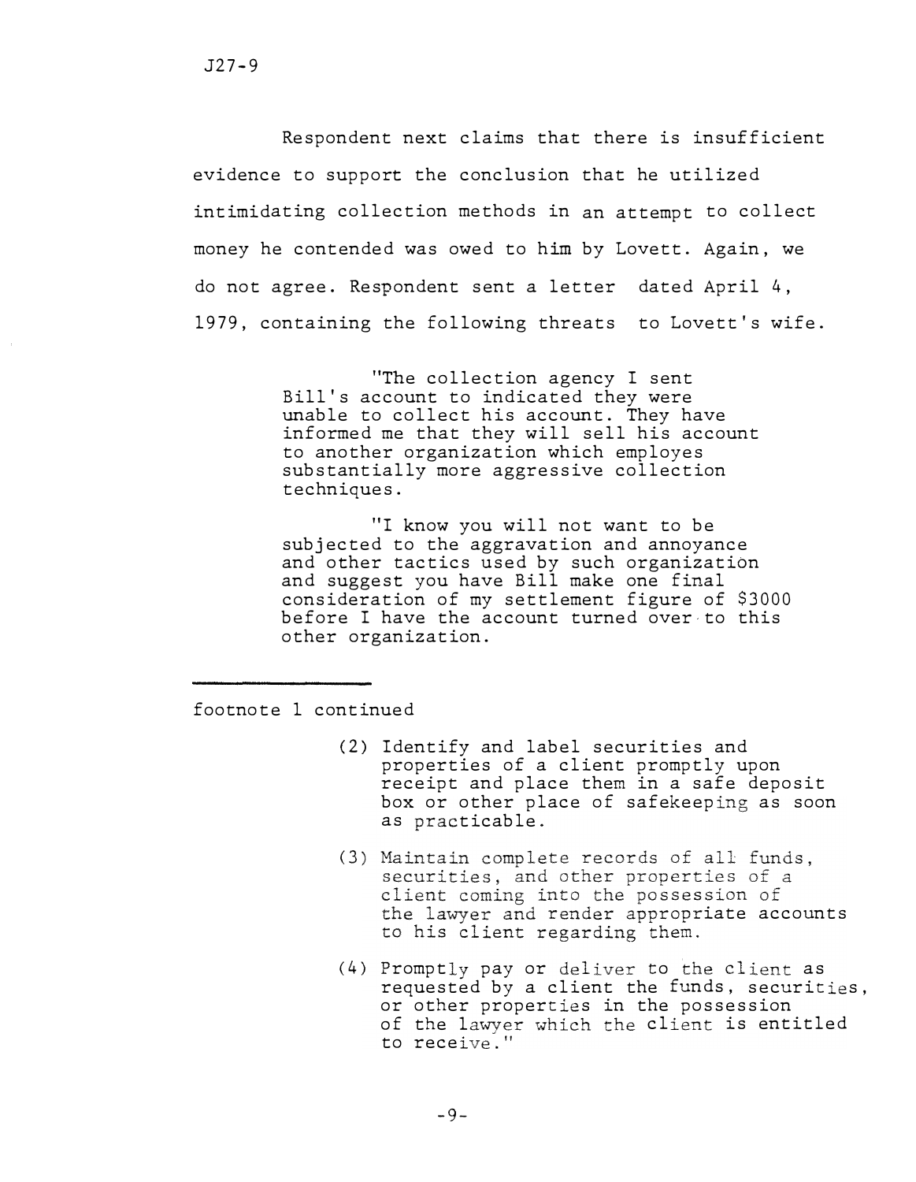Respondent next claims that there is insufficient evidence to support the conclusion that he utilized intimidating collection methods in an attempt to collect money he contended was owed to him by Lovett. Again, we do not agree. Respondent sent a letter dated April 4, 1979, containing the following threats to Lovett's wife.

> "The collection agency I sent Bill's account to indicated they were unable to collect his account. They have informed me that they will sell his account to another organization which employes substantially more aggressive collection techniques.
>
> "I know you will not want to be subjected to the aggravation and annoyance and other tactics used by such organization and suggest you have Bill make one final consideration of my settlement figure of $3000 before I have the account turned over to this other organization.

---

footnote 1 continued

> (2) Identify and label securities and properties of a client promptly upon receipt and place them in a safe deposit box or other place of safekeeping as soon as practicable.
>
> (3) Maintain complete records of all funds, securities, and other properties of a client coming into the possession of the lawyer and render appropriate accounts to his client regarding them.
>
> (4) Promptly pay or deliver to the client as requested by a client the funds, securities, or other properties in the possession of the lawyer which the client is entitled to receive."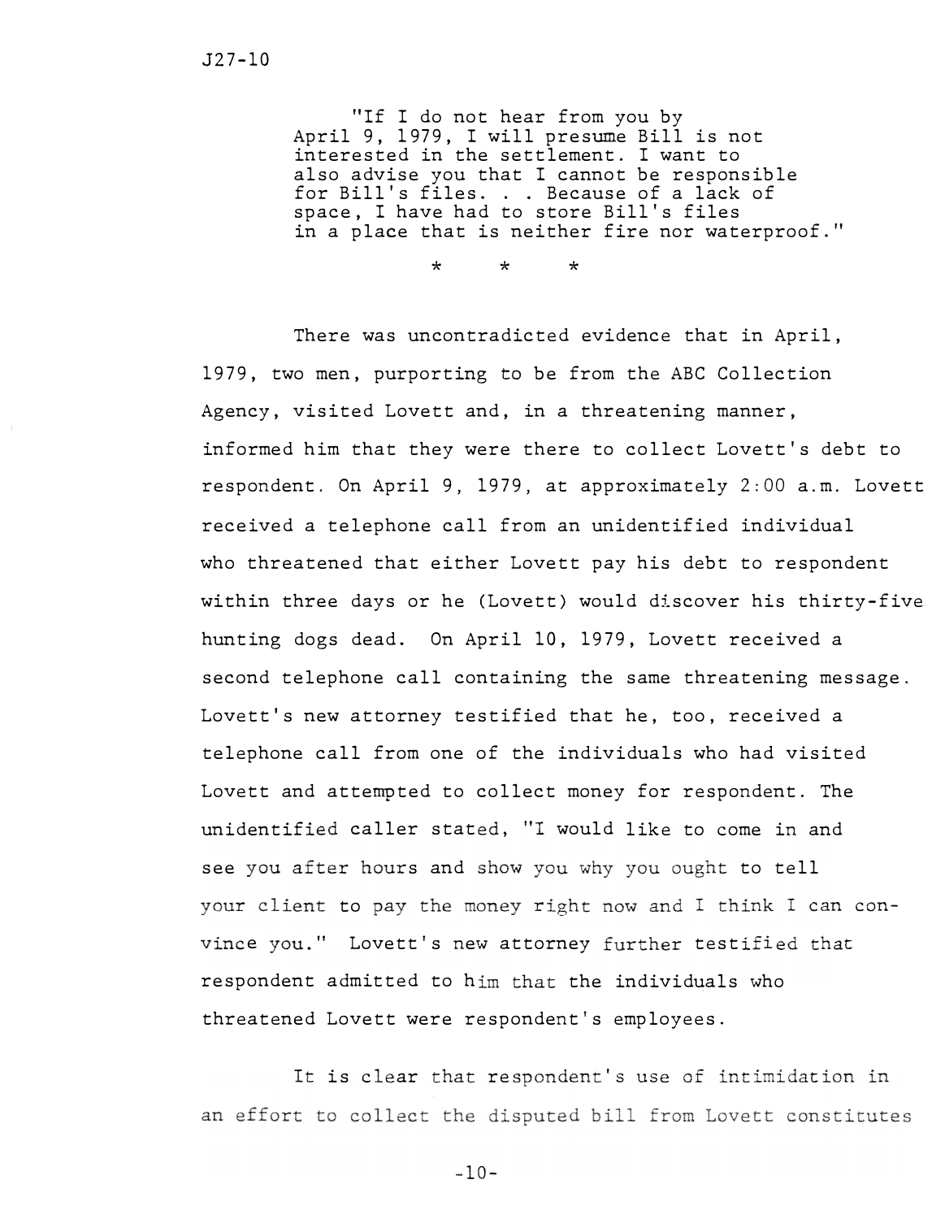> "If I do not hear from you by April 9, 1979, I will presume Bill is not interested in the settlement. I want to also advise you that I cannot be responsible for Bill's files. . . Because of a lack of space, I have had to store Bill's files in a place that is neither fire nor waterproof."

\* \* \*

There was uncontradicted evidence that in April, 1979, two men, purporting to be from the ABC Collection Agency, visited Lovett and, in a threatening manner, informed him that they were there to collect Lovett's debt to respondent. On April 9, 1979, at approximately 2:00 a.m. Lovett received a telephone call from an unidentified individual who threatened that either Lovett pay his debt to respondent within three days or he (Lovett) would discover his thirty-five hunting dogs dead. On April 10, 1979, Lovett received a second telephone call containing the same threatening message. Lovett's new attorney testified that he, too, received a telephone call from one of the individuals who had visited Lovett and attempted to collect money for respondent. The unidentified caller stated, "I would like to come in and see you after hours and show you why you ought to tell your client to pay the money right now and I think I can convince you." Lovett's new attorney further testified that respondent admitted to him that the individuals who threatened Lovett were respondent's employees.

It is clear that respondent's use of intimidation in an effort to collect the disputed bill from Lovett constitutes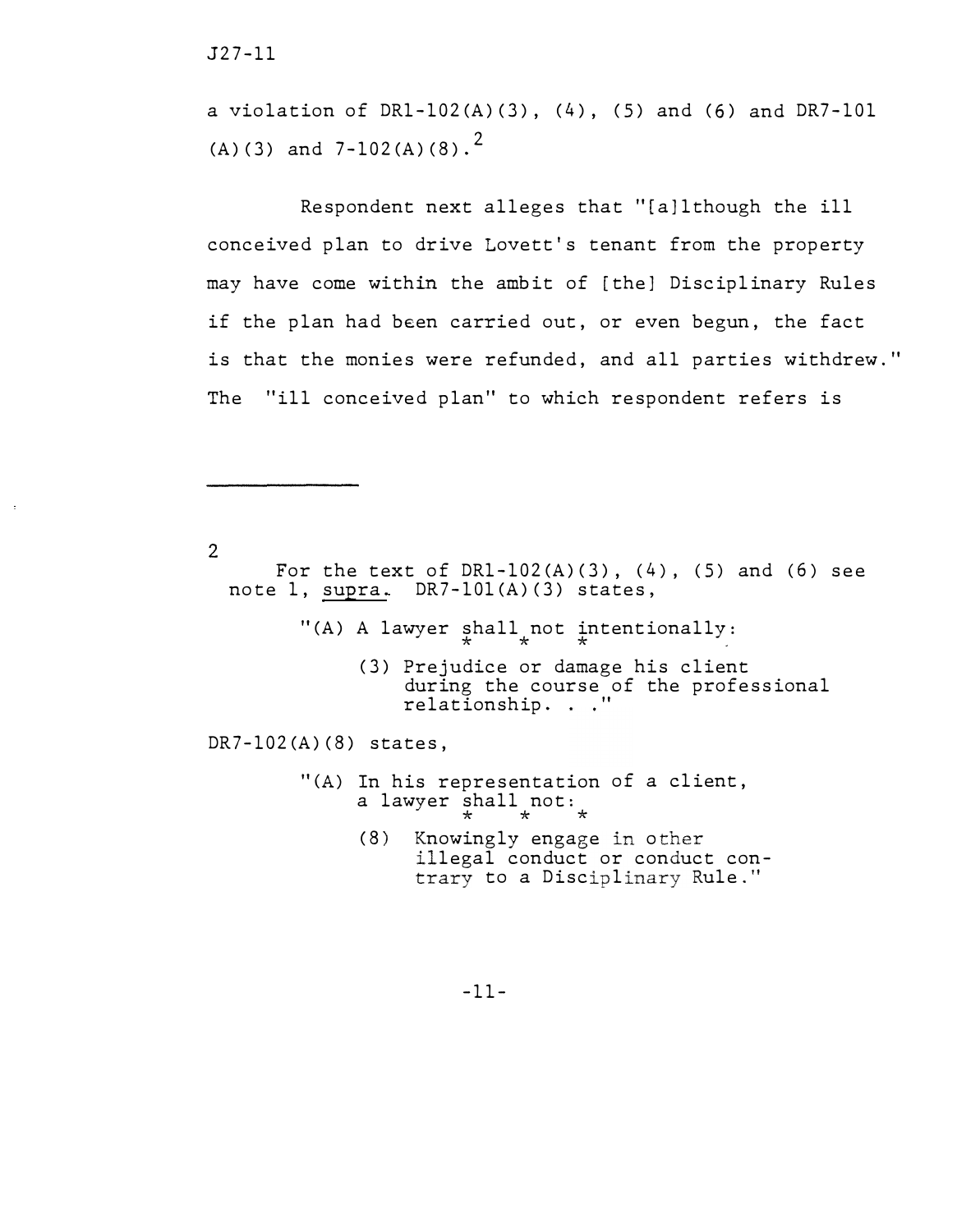a violation of DR1-102(A)(3), (4), (5) and (6) and DR7-101 (A)(3) and 7-102(A)(8).[2]

Respondent next alleges that "[a]lthough the ill conceived plan to drive Lovett's tenant from the property may have come within the ambit of [the] Disciplinary Rules if the plan had been carried out, or even begun, the fact is that the monies were refunded, and all parties withdrew." The "ill conceived plan" to which respondent refers is

---

2 For the text of DR1-102(A)(3), (4), (5) and (6) see note 1, *supra*. DR7-101(A)(3) states,

> "(A) A lawyer shall not intentionally:
>
> \* \* \*
>
> (3) Prejudice or damage his client during the course of the professional relationship. . ."

DR7-102(A)(8) states,

> "(A) In his representation of a client, a lawyer shall not:
>
> \* \* \*
>
> (8) Knowingly engage in other illegal conduct or conduct contrary to a Disciplinary Rule."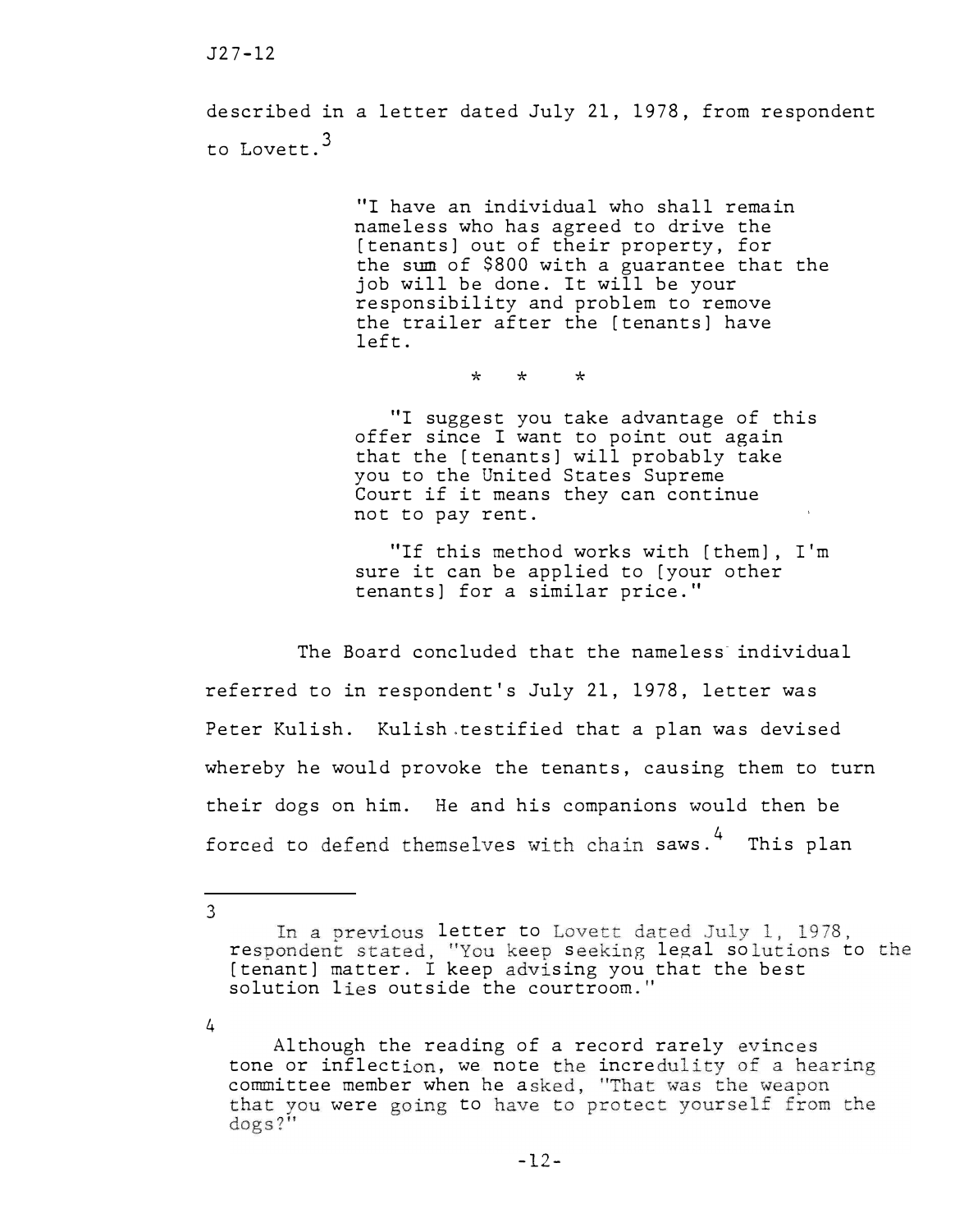described in a letter dated July 21, 1978, from respondent to Lovett.[3]

> "I have an individual who shall remain nameless who has agreed to drive the [tenants] out of their property, for the sum of $800 with a guarantee that the job will be done. It will be your responsibility and problem to remove the trailer after the [tenants] have left.
>
> * * *
>
> "I suggest you take advantage of this offer since I want to point out again that the [tenants] will probably take you to the United States Supreme Court if it means they can continue not to pay rent.
>
> "If this method works with [them], I'm sure it can be applied to [your other tenants] for a similar price."

The Board concluded that the nameless individual referred to in respondent's July 21, 1978, letter was Peter Kulish. Kulish testified that a plan was devised whereby he would provoke the tenants, causing them to turn their dogs on him. He and his companions would then be forced to defend themselves with chain saws.[4] This plan

---

[3] In a previous letter to Lovett dated July 1, 1978, respondent stated, "You keep seeking legal solutions to the [tenant] matter. I keep advising you that the best solution lies outside the courtroom."

[4] Although the reading of a record rarely evinces tone or inflection, we note the incredulity of a hearing committee member when he asked, "That was the weapon that you were going to have to protect yourself from the dogs?"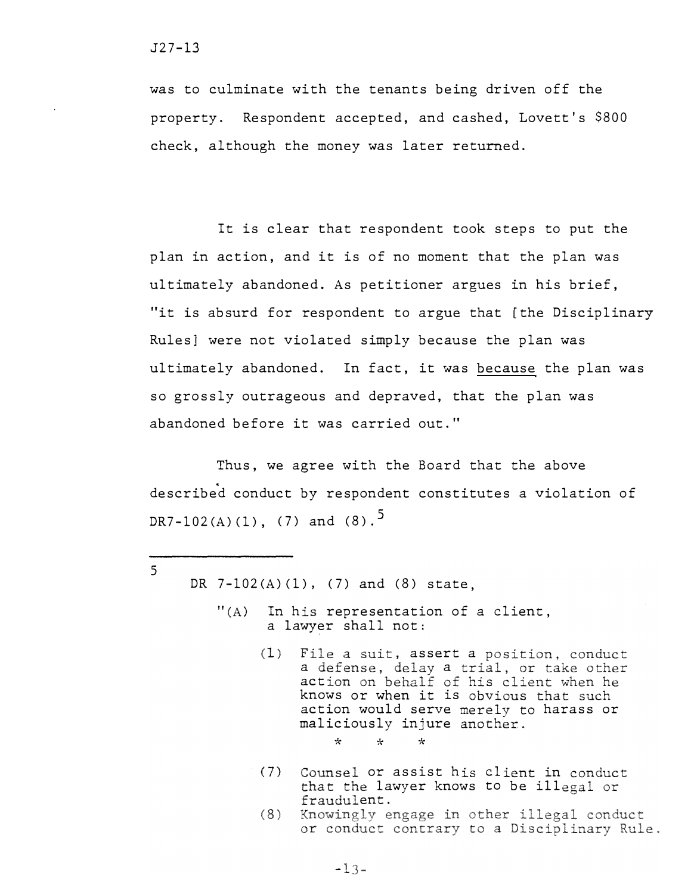was to culminate with the tenants being driven off the property. Respondent accepted, and cashed, Lovett's $800 check, although the money was later returned.

It is clear that respondent took steps to put the plan in action, and it is of no moment that the plan was ultimately abandoned. As petitioner argues in his brief, "it is absurd for respondent to argue that [the Disciplinary Rules] were not violated simply because the plan was ultimately abandoned. In fact, it was <u>because</u> the plan was so grossly outrageous and depraved, that the plan was abandoned before it was carried out."

Thus, we agree with the Board that the above described conduct by respondent constitutes a violation of DR7-102(A)(1), (7) and (8).[5]

---

[5] DR 7-102(A)(1), (7) and (8) state,

> "(A) In his representation of a client, a lawyer shall not:
>
> (1) File a suit, assert a position, conduct a defense, delay a trial, or take other action on behalf of his client when he knows or when it is obvious that such action would serve merely to harass or maliciously injure another.
>
> \* \* \*
>
> (7) Counsel or assist his client in conduct that the lawyer knows to be illegal or fraudulent.
>
> (8) Knowingly engage in other illegal conduct or conduct contrary to a Disciplinary Rule.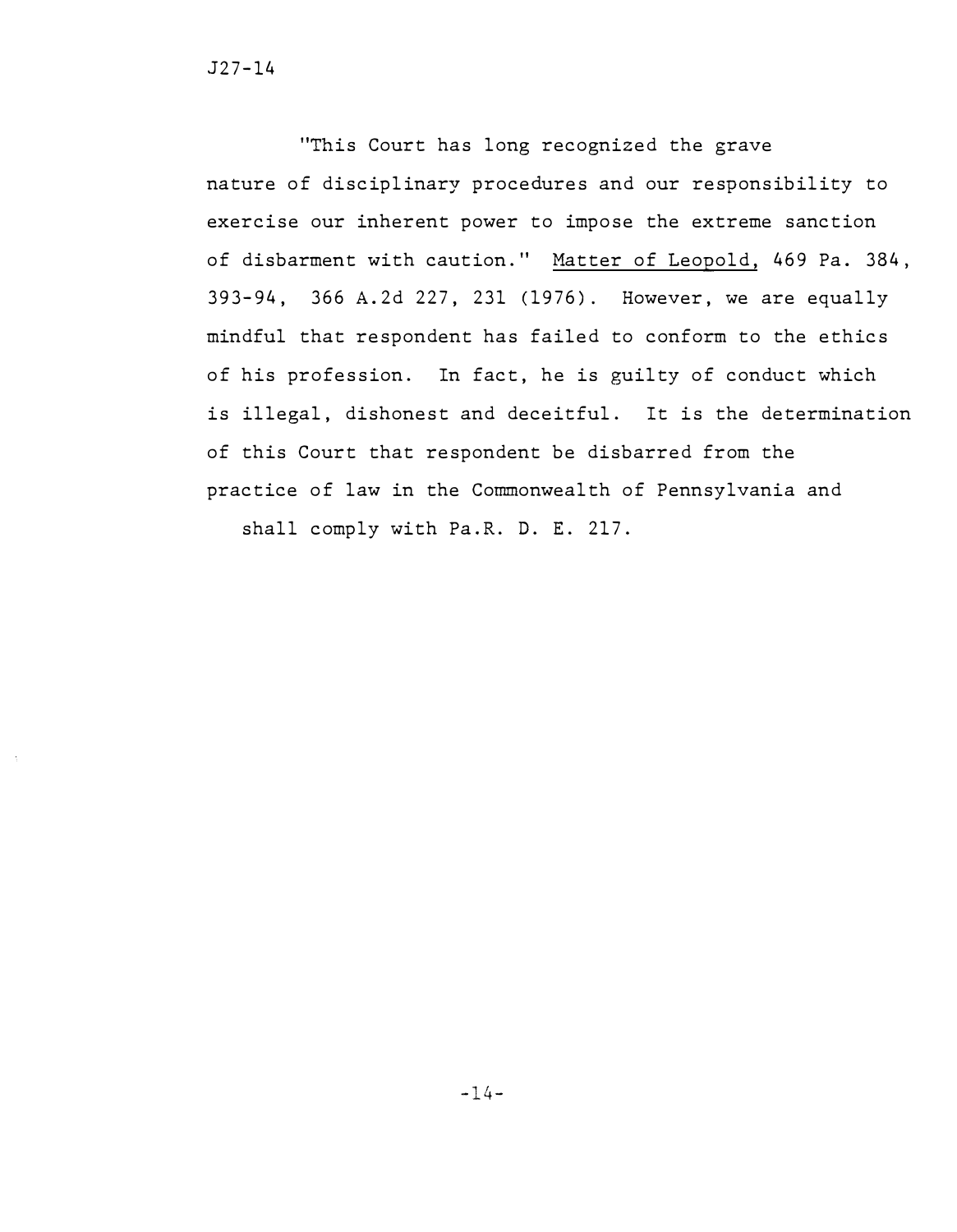"This Court has long recognized the grave nature of disciplinary procedures and our responsibility to exercise our inherent power to impose the extreme sanction of disbarment with caution." Matter of Leopold, 469 Pa. 384, 393-94, 366 A.2d 227, 231 (1976). However, we are equally mindful that respondent has failed to conform to the ethics of his profession. In fact, he is guilty of conduct which is illegal, dishonest and deceitful. It is the determination of this Court that respondent be disbarred from the practice of law in the Commonwealth of Pennsylvania and shall comply with Pa.R. D. E. 217.